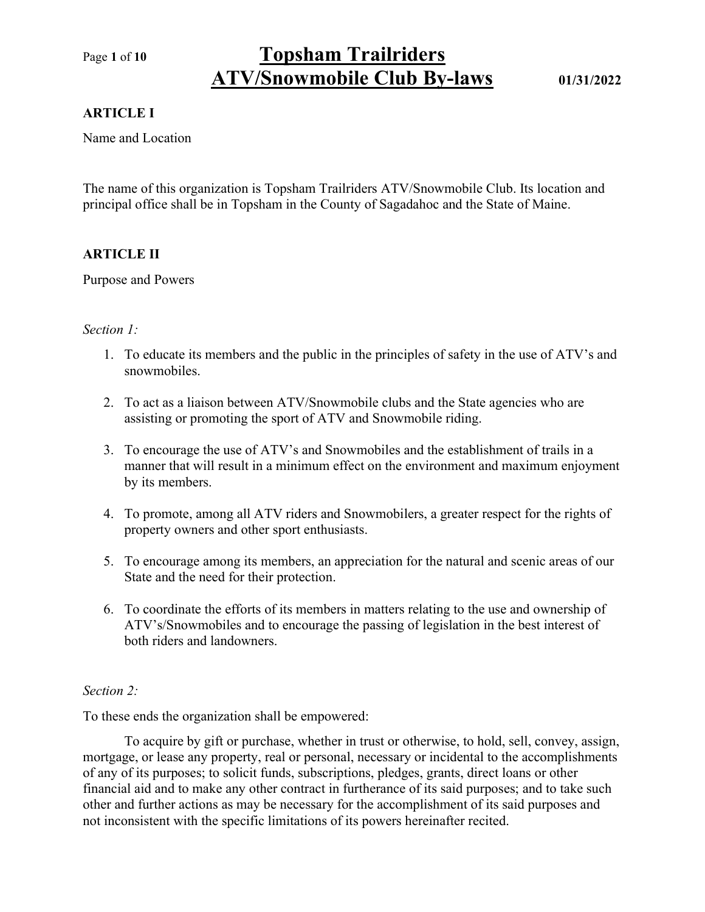# Topsham Trailriders ATV/Snowmobile Club By-laws

01/31/2022

## ARTICLE I

Name and Location

The name of this organization is Topsham Trailriders ATV/Snowmobile Club. Its location and principal office shall be in Topsham in the County of Sagadahoc and the State of Maine.

## ARTICLE II

Purpose and Powers

*Section 1:*

1. To educate its members and the public in the principles of safety in the use of ATV's and snowmobiles.
2. To act as a liaison between ATV/Snowmobile clubs and the State agencies who are assisting or promoting the sport of ATV and Snowmobile riding.
3. To encourage the use of ATV's and Snowmobiles and the establishment of trails in a manner that will result in a minimum effect on the environment and maximum enjoyment by its members.
4. To promote, among all ATV riders and Snowmobilers, a greater respect for the rights of property owners and other sport enthusiasts.
5. To encourage among its members, an appreciation for the natural and scenic areas of our State and the need for their protection.
6. To coordinate the efforts of its members in matters relating to the use and ownership of ATV's/Snowmobiles and to encourage the passing of legislation in the best interest of both riders and landowners.

*Section 2:*

To these ends the organization shall be empowered:

To acquire by gift or purchase, whether in trust or otherwise, to hold, sell, convey, assign, mortgage, or lease any property, real or personal, necessary or incidental to the accomplishments of any of its purposes; to solicit funds, subscriptions, pledges, grants, direct loans or other financial aid and to make any other contract in furtherance of its said purposes; and to take such other and further actions as may be necessary for the accomplishment of its said purposes and not inconsistent with the specific limitations of its powers hereinafter recited.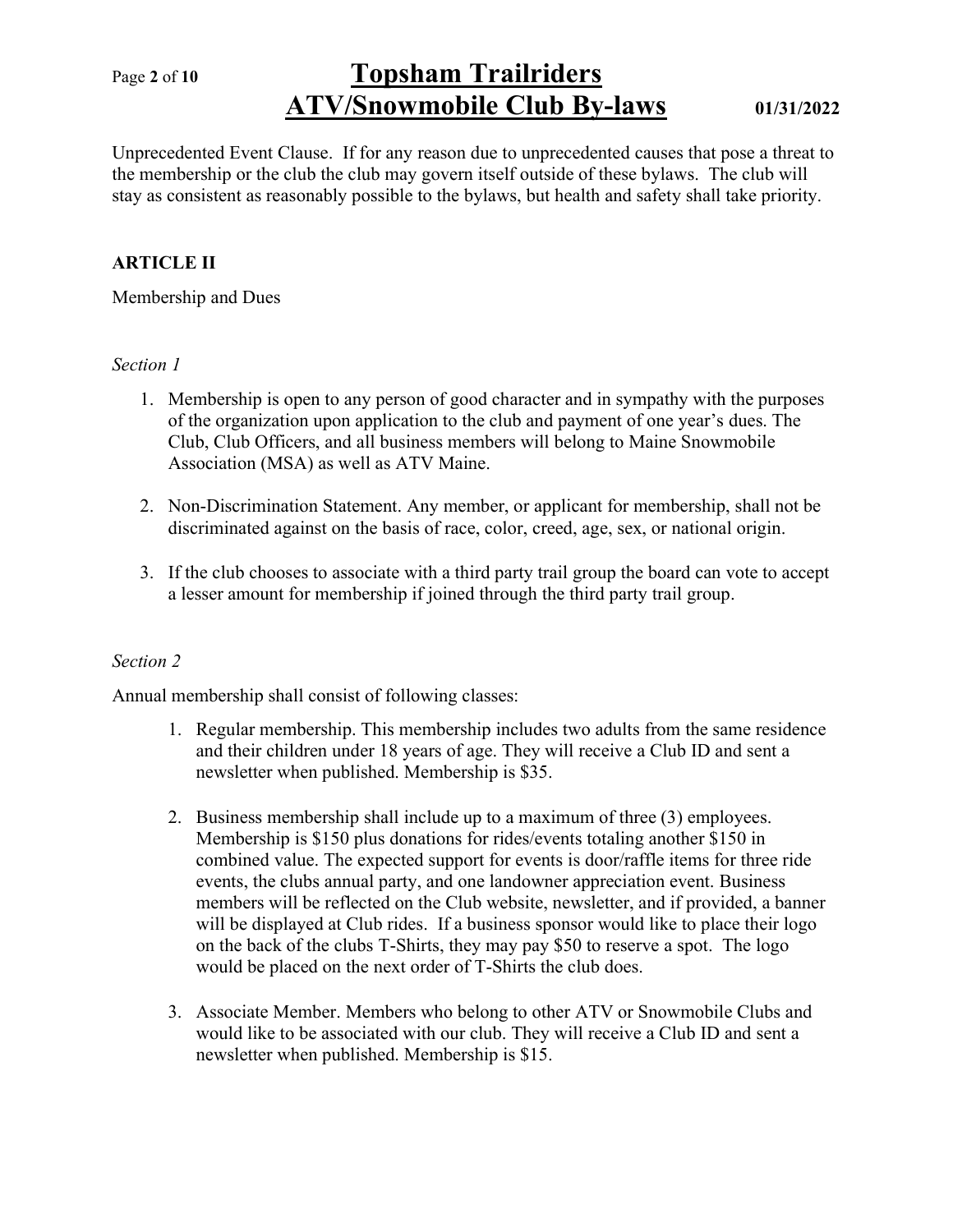Unprecedented Event Clause. If for any reason due to unprecedented causes that pose a threat to the membership or the club the club may govern itself outside of these bylaws. The club will stay as consistent as reasonably possible to the bylaws, but health and safety shall take priority.

## ARTICLE II

Membership and Dues

*Section 1*

1. Membership is open to any person of good character and in sympathy with the purposes of the organization upon application to the club and payment of one year's dues. The Club, Club Officers, and all business members will belong to Maine Snowmobile Association (MSA) as well as ATV Maine.

2. Non-Discrimination Statement. Any member, or applicant for membership, shall not be discriminated against on the basis of race, color, creed, age, sex, or national origin.

3. If the club chooses to associate with a third party trail group the board can vote to accept a lesser amount for membership if joined through the third party trail group.

*Section 2*

Annual membership shall consist of following classes:

1. Regular membership. This membership includes two adults from the same residence and their children under 18 years of age. They will receive a Club ID and sent a newsletter when published. Membership is $35.

2. Business membership shall include up to a maximum of three (3) employees. Membership is $150 plus donations for rides/events totaling another $150 in combined value. The expected support for events is door/raffle items for three ride events, the clubs annual party, and one landowner appreciation event. Business members will be reflected on the Club website, newsletter, and if provided, a banner will be displayed at Club rides. If a business sponsor would like to place their logo on the back of the clubs T-Shirts, they may pay $50 to reserve a spot. The logo would be placed on the next order of T-Shirts the club does.

3. Associate Member. Members who belong to other ATV or Snowmobile Clubs and would like to be associated with our club. They will receive a Club ID and sent a newsletter when published. Membership is $15.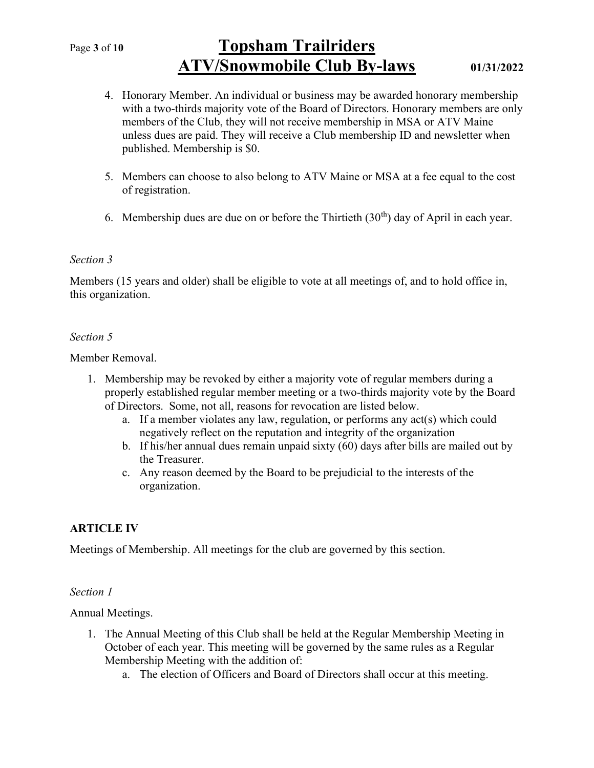4. Honorary Member. An individual or business may be awarded honorary membership with a two-thirds majority vote of the Board of Directors. Honorary members are only members of the Club, they will not receive membership in MSA or ATV Maine unless dues are paid. They will receive a Club membership ID and newsletter when published. Membership is $0.

5. Members can choose to also belong to ATV Maine or MSA at a fee equal to the cost of registration.

6. Membership dues are due on or before the Thirtieth (30th) day of April in each year.

*Section 3*

Members (15 years and older) shall be eligible to vote at all meetings of, and to hold office in, this organization.

*Section 5*

Member Removal.

1. Membership may be revoked by either a majority vote of regular members during a properly established regular member meeting or a two-thirds majority vote by the Board of Directors. Some, not all, reasons for revocation are listed below.
    a. If a member violates any law, regulation, or performs any act(s) which could negatively reflect on the reputation and integrity of the organization
    b. If his/her annual dues remain unpaid sixty (60) days after bills are mailed out by the Treasurer.
    c. Any reason deemed by the Board to be prejudicial to the interests of the organization.

**ARTICLE IV**

Meetings of Membership. All meetings for the club are governed by this section.

*Section 1*

Annual Meetings.

1. The Annual Meeting of this Club shall be held at the Regular Membership Meeting in October of each year. This meeting will be governed by the same rules as a Regular Membership Meeting with the addition of:
    a. The election of Officers and Board of Directors shall occur at this meeting.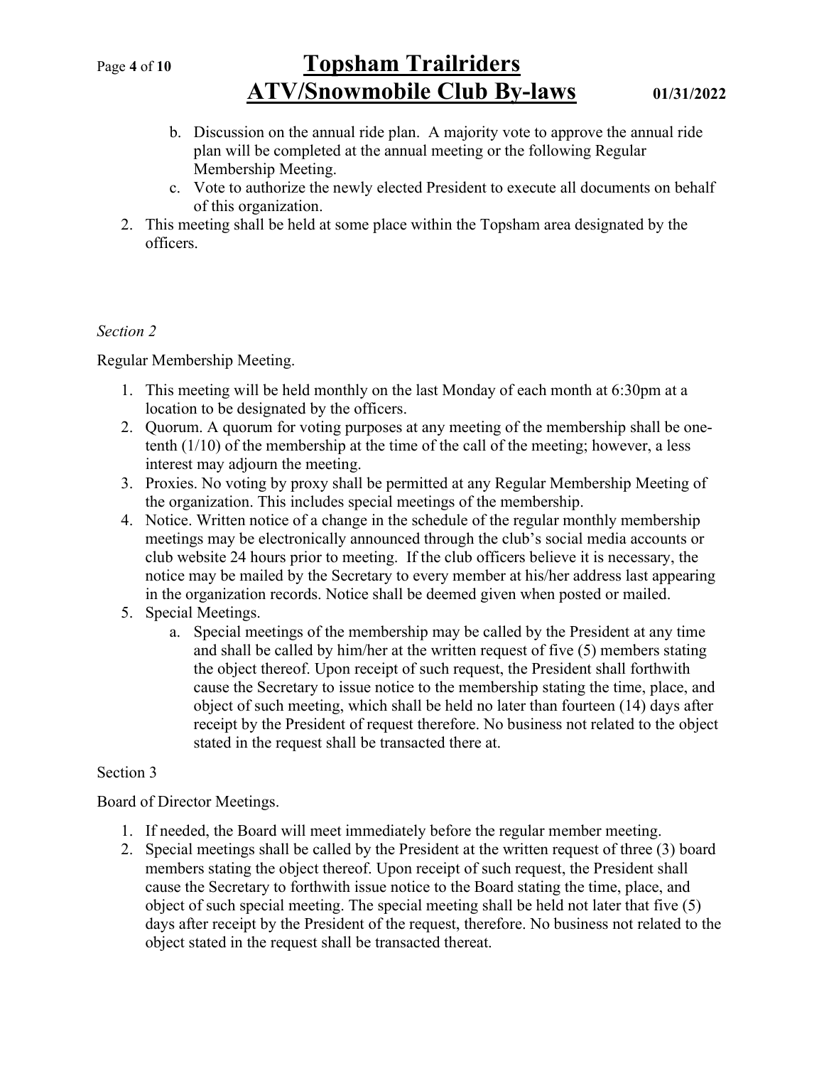b. Discussion on the annual ride plan. A majority vote to approve the annual ride plan will be completed at the annual meeting or the following Regular Membership Meeting.
   c. Vote to authorize the newly elected President to execute all documents on behalf of this organization.
2. This meeting shall be held at some place within the Topsham area designated by the officers.

*Section 2*

Regular Membership Meeting.

1. This meeting will be held monthly on the last Monday of each month at 6:30pm at a location to be designated by the officers.
2. Quorum. A quorum for voting purposes at any meeting of the membership shall be one-tenth (1/10) of the membership at the time of the call of the meeting; however, a less interest may adjourn the meeting.
3. Proxies. No voting by proxy shall be permitted at any Regular Membership Meeting of the organization. This includes special meetings of the membership.
4. Notice. Written notice of a change in the schedule of the regular monthly membership meetings may be electronically announced through the club's social media accounts or club website 24 hours prior to meeting. If the club officers believe it is necessary, the notice may be mailed by the Secretary to every member at his/her address last appearing in the organization records. Notice shall be deemed given when posted or mailed.
5. Special Meetings.
   a. Special meetings of the membership may be called by the President at any time and shall be called by him/her at the written request of five (5) members stating the object thereof. Upon receipt of such request, the President shall forthwith cause the Secretary to issue notice to the membership stating the time, place, and object of such meeting, which shall be held no later than fourteen (14) days after receipt by the President of request therefore. No business not related to the object stated in the request shall be transacted there at.

Section 3

Board of Director Meetings.

1. If needed, the Board will meet immediately before the regular member meeting.
2. Special meetings shall be called by the President at the written request of three (3) board members stating the object thereof. Upon receipt of such request, the President shall cause the Secretary to forthwith issue notice to the Board stating the time, place, and object of such special meeting. The special meeting shall be held not later that five (5) days after receipt by the President of the request, therefore. No business not related to the object stated in the request shall be transacted thereat.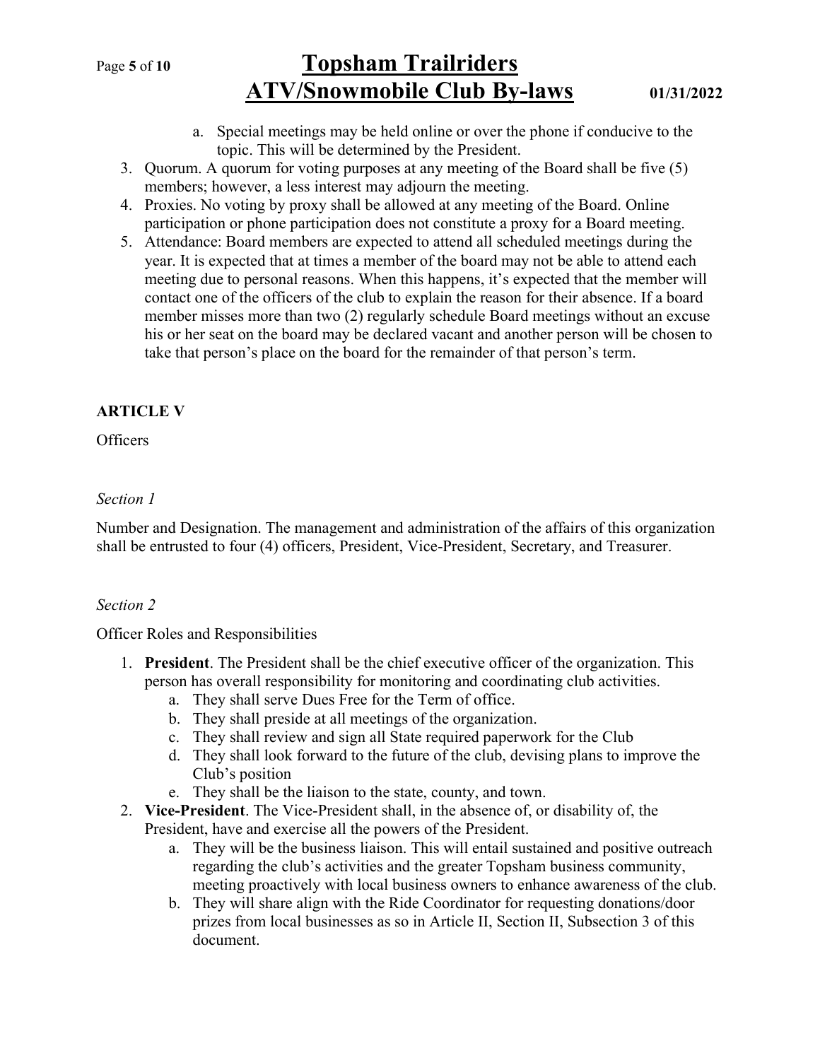a. Special meetings may be held online or over the phone if conducive to the topic. This will be determined by the President.

3. Quorum. A quorum for voting purposes at any meeting of the Board shall be five (5) members; however, a less interest may adjourn the meeting.
4. Proxies. No voting by proxy shall be allowed at any meeting of the Board. Online participation or phone participation does not constitute a proxy for a Board meeting.
5. Attendance: Board members are expected to attend all scheduled meetings during the year. It is expected that at times a member of the board may not be able to attend each meeting due to personal reasons. When this happens, it's expected that the member will contact one of the officers of the club to explain the reason for their absence. If a board member misses more than two (2) regularly schedule Board meetings without an excuse his or her seat on the board may be declared vacant and another person will be chosen to take that person's place on the board for the remainder of that person's term.

## ARTICLE V

Officers

*Section 1*

Number and Designation. The management and administration of the affairs of this organization shall be entrusted to four (4) officers, President, Vice-President, Secretary, and Treasurer.

*Section 2*

Officer Roles and Responsibilities

1. **President**. The President shall be the chief executive officer of the organization. This person has overall responsibility for monitoring and coordinating club activities.
   a. They shall serve Dues Free for the Term of office.
   b. They shall preside at all meetings of the organization.
   c. They shall review and sign all State required paperwork for the Club
   d. They shall look forward to the future of the club, devising plans to improve the Club's position
   e. They shall be the liaison to the state, county, and town.
2. **Vice-President**. The Vice-President shall, in the absence of, or disability of, the President, have and exercise all the powers of the President.
   a. They will be the business liaison. This will entail sustained and positive outreach regarding the club's activities and the greater Topsham business community, meeting proactively with local business owners to enhance awareness of the club.
   b. They will share align with the Ride Coordinator for requesting donations/door prizes from local businesses as so in Article II, Section II, Subsection 3 of this document.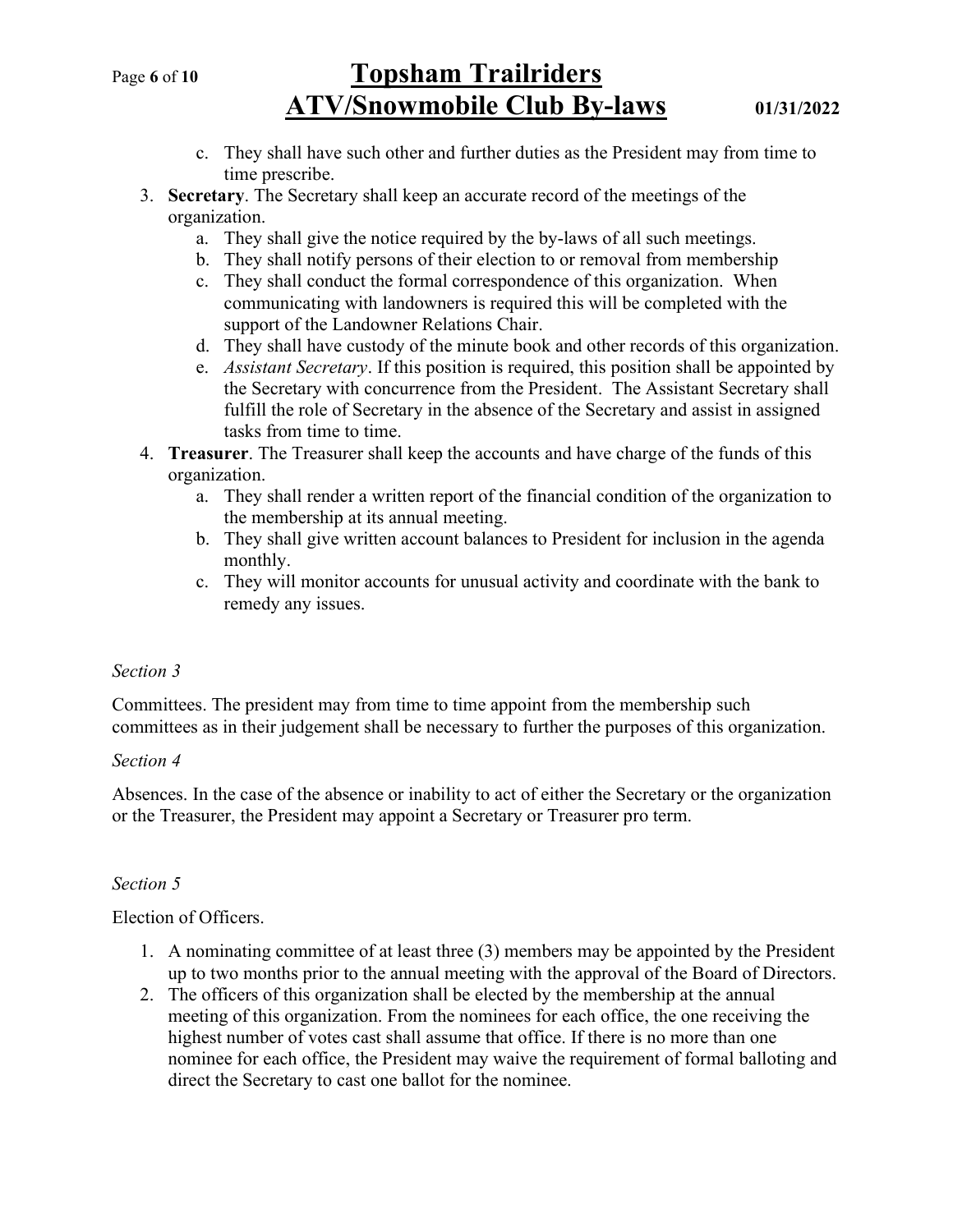c. They shall have such other and further duties as the President may from time to time prescribe.

3. **Secretary**. The Secretary shall keep an accurate record of the meetings of the organization.
   a. They shall give the notice required by the by-laws of all such meetings.
   b. They shall notify persons of their election to or removal from membership
   c. They shall conduct the formal correspondence of this organization. When communicating with landowners is required this will be completed with the support of the Landowner Relations Chair.
   d. They shall have custody of the minute book and other records of this organization.
   e. *Assistant Secretary*. If this position is required, this position shall be appointed by the Secretary with concurrence from the President. The Assistant Secretary shall fulfill the role of Secretary in the absence of the Secretary and assist in assigned tasks from time to time.
4. **Treasurer**. The Treasurer shall keep the accounts and have charge of the funds of this organization.
   a. They shall render a written report of the financial condition of the organization to the membership at its annual meeting.
   b. They shall give written account balances to President for inclusion in the agenda monthly.
   c. They will monitor accounts for unusual activity and coordinate with the bank to remedy any issues.

*Section 3*

Committees. The president may from time to time appoint from the membership such committees as in their judgement shall be necessary to further the purposes of this organization.

*Section 4*

Absences. In the case of the absence or inability to act of either the Secretary or the organization or the Treasurer, the President may appoint a Secretary or Treasurer pro term.

*Section 5*

Election of Officers.

1. A nominating committee of at least three (3) members may be appointed by the President up to two months prior to the annual meeting with the approval of the Board of Directors.
2. The officers of this organization shall be elected by the membership at the annual meeting of this organization. From the nominees for each office, the one receiving the highest number of votes cast shall assume that office. If there is no more than one nominee for each office, the President may waive the requirement of formal balloting and direct the Secretary to cast one ballot for the nominee.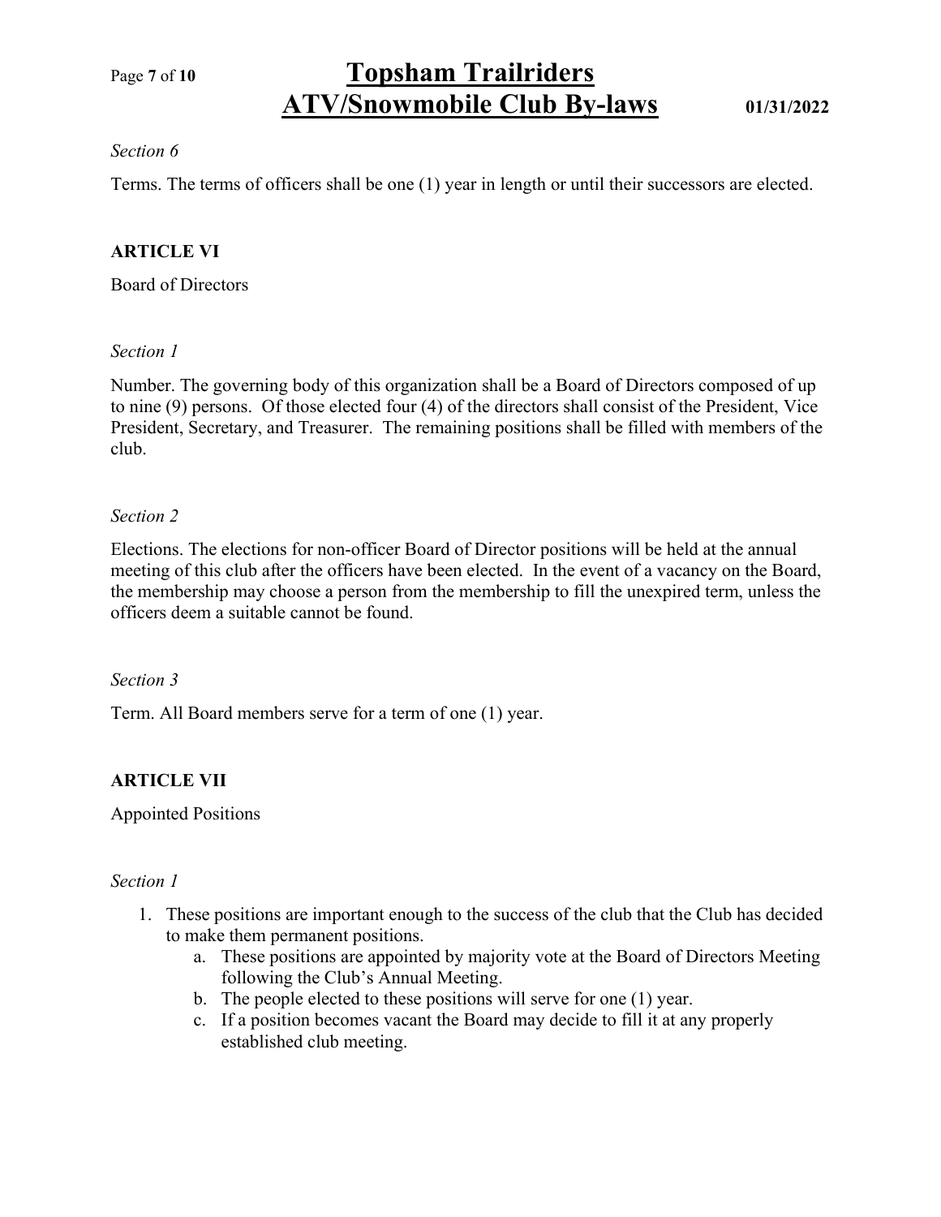*Section 6*

Terms. The terms of officers shall be one (1) year in length or until their successors are elected.

## ARTICLE VI

Board of Directors

*Section 1*

Number. The governing body of this organization shall be a Board of Directors composed of up to nine (9) persons. Of those elected four (4) of the directors shall consist of the President, Vice President, Secretary, and Treasurer. The remaining positions shall be filled with members of the club.

*Section 2*

Elections. The elections for non-officer Board of Director positions will be held at the annual meeting of this club after the officers have been elected. In the event of a vacancy on the Board, the membership may choose a person from the membership to fill the unexpired term, unless the officers deem a suitable cannot be found.

*Section 3*

Term. All Board members serve for a term of one (1) year.

## ARTICLE VII

Appointed Positions

*Section 1*

1. These positions are important enough to the success of the club that the Club has decided to make them permanent positions.
   a. These positions are appointed by majority vote at the Board of Directors Meeting following the Club's Annual Meeting.
   b. The people elected to these positions will serve for one (1) year.
   c. If a position becomes vacant the Board may decide to fill it at any properly established club meeting.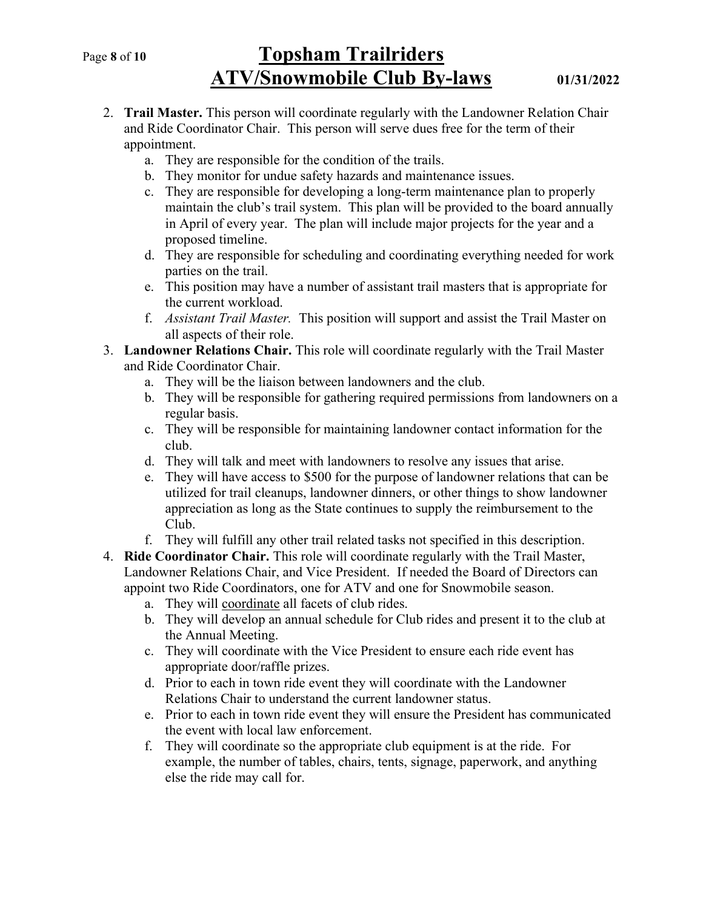2. **Trail Master.** This person will coordinate regularly with the Landowner Relation Chair and Ride Coordinator Chair. This person will serve dues free for the term of their appointment.
    a. They are responsible for the condition of the trails.
    b. They monitor for undue safety hazards and maintenance issues.
    c. They are responsible for developing a long-term maintenance plan to properly maintain the club's trail system. This plan will be provided to the board annually in April of every year. The plan will include major projects for the year and a proposed timeline.
    d. They are responsible for scheduling and coordinating everything needed for work parties on the trail.
    e. This position may have a number of assistant trail masters that is appropriate for the current workload.
    f. *Assistant Trail Master.* This position will support and assist the Trail Master on all aspects of their role.
3. **Landowner Relations Chair.** This role will coordinate regularly with the Trail Master and Ride Coordinator Chair.
    a. They will be the liaison between landowners and the club.
    b. They will be responsible for gathering required permissions from landowners on a regular basis.
    c. They will be responsible for maintaining landowner contact information for the club.
    d. They will talk and meet with landowners to resolve any issues that arise.
    e. They will have access to $500 for the purpose of landowner relations that can be utilized for trail cleanups, landowner dinners, or other things to show landowner appreciation as long as the State continues to supply the reimbursement to the Club.
    f. They will fulfill any other trail related tasks not specified in this description.
4. **Ride Coordinator Chair.** This role will coordinate regularly with the Trail Master, Landowner Relations Chair, and Vice President. If needed the Board of Directors can appoint two Ride Coordinators, one for ATV and one for Snowmobile season.
    a. They will <u>coordinate</u> all facets of club rides.
    b. They will develop an annual schedule for Club rides and present it to the club at the Annual Meeting.
    c. They will coordinate with the Vice President to ensure each ride event has appropriate door/raffle prizes.
    d. Prior to each in town ride event they will coordinate with the Landowner Relations Chair to understand the current landowner status.
    e. Prior to each in town ride event they will ensure the President has communicated the event with local law enforcement.
    f. They will coordinate so the appropriate club equipment is at the ride. For example, the number of tables, chairs, tents, signage, paperwork, and anything else the ride may call for.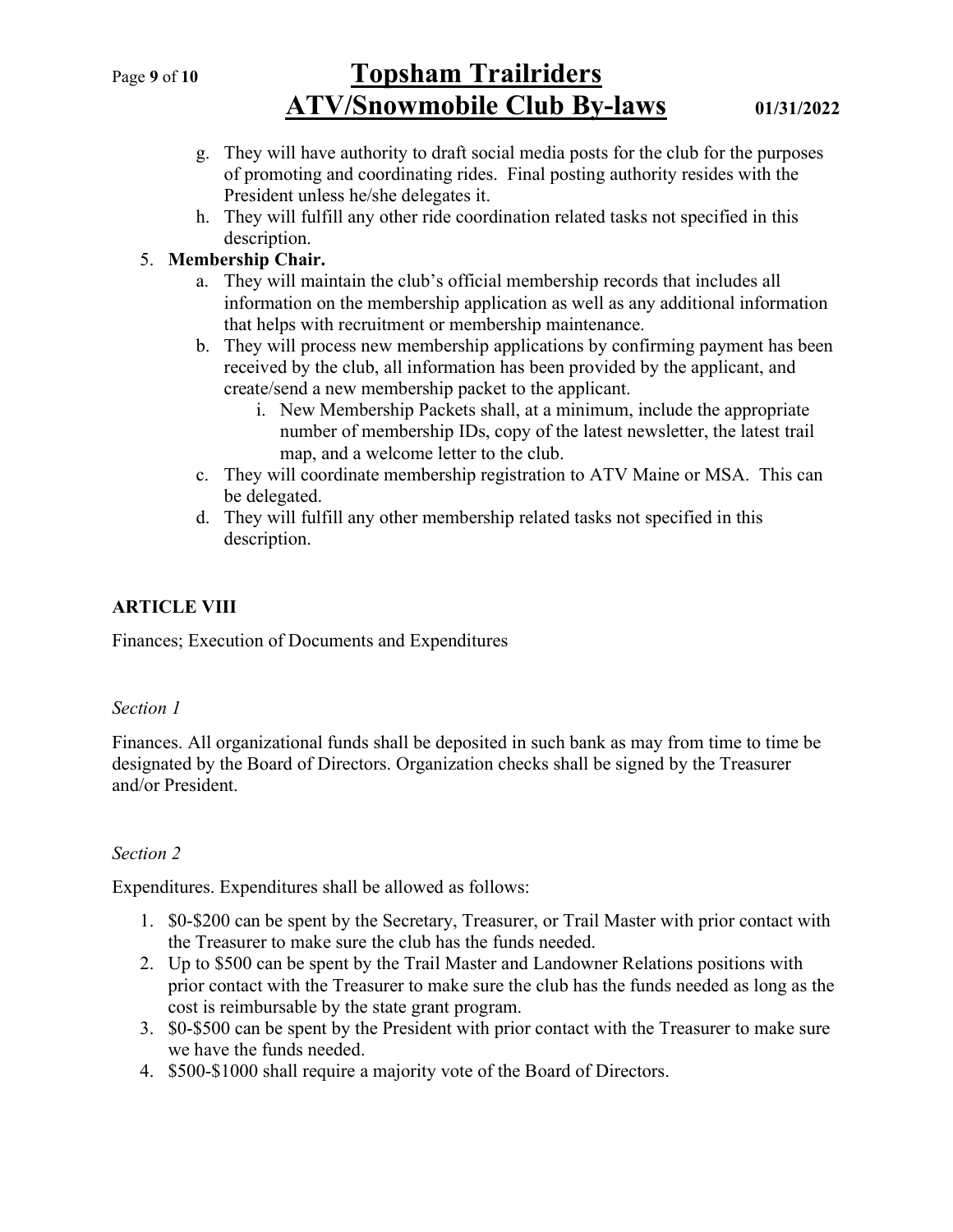g. They will have authority to draft social media posts for the club for the purposes of promoting and coordinating rides. Final posting authority resides with the President unless he/she delegates it.
h. They will fulfill any other ride coordination related tasks not specified in this description.

5. **Membership Chair.**
   a. They will maintain the club's official membership records that includes all information on the membership application as well as any additional information that helps with recruitment or membership maintenance.
   b. They will process new membership applications by confirming payment has been received by the club, all information has been provided by the applicant, and create/send a new membership packet to the applicant.
      i. New Membership Packets shall, at a minimum, include the appropriate number of membership IDs, copy of the latest newsletter, the latest trail map, and a welcome letter to the club.
   c. They will coordinate membership registration to ATV Maine or MSA. This can be delegated.
   d. They will fulfill any other membership related tasks not specified in this description.

**ARTICLE VIII**

Finances; Execution of Documents and Expenditures

*Section 1*

Finances. All organizational funds shall be deposited in such bank as may from time to time be designated by the Board of Directors. Organization checks shall be signed by the Treasurer and/or President.

*Section 2*

Expenditures. Expenditures shall be allowed as follows:

1. $0-$200 can be spent by the Secretary, Treasurer, or Trail Master with prior contact with the Treasurer to make sure the club has the funds needed.
2. Up to $500 can be spent by the Trail Master and Landowner Relations positions with prior contact with the Treasurer to make sure the club has the funds needed as long as the cost is reimbursable by the state grant program.
3. $0-$500 can be spent by the President with prior contact with the Treasurer to make sure we have the funds needed.
4. $500-$1000 shall require a majority vote of the Board of Directors.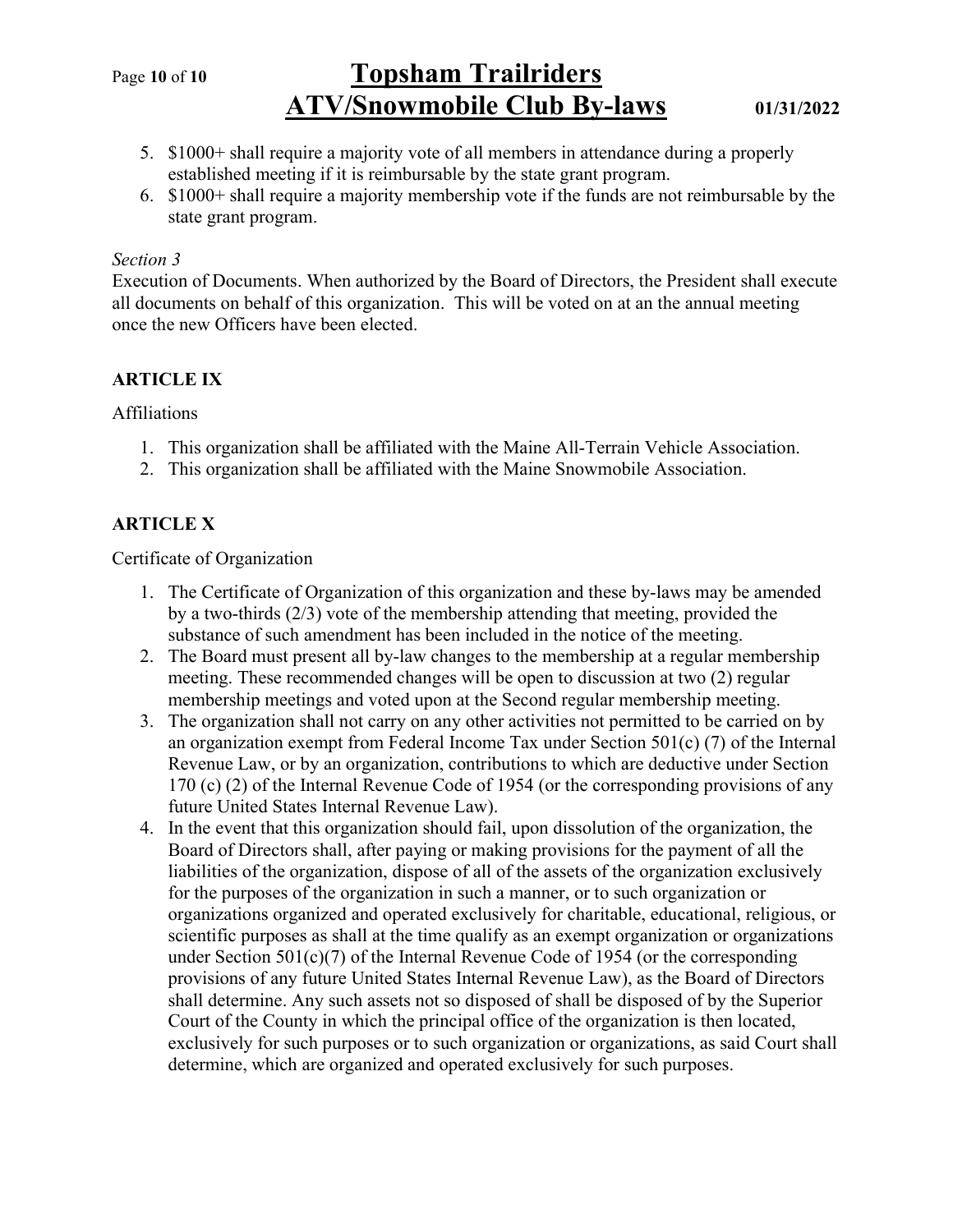5. $1000+ shall require a majority vote of all members in attendance during a properly established meeting if it is reimbursable by the state grant program.
6. $1000+ shall require a majority membership vote if the funds are not reimbursable by the state grant program.

*Section 3*

Execution of Documents. When authorized by the Board of Directors, the President shall execute all documents on behalf of this organization. This will be voted on at an the annual meeting once the new Officers have been elected.

**ARTICLE IX**

Affiliations

1. This organization shall be affiliated with the Maine All-Terrain Vehicle Association.
2. This organization shall be affiliated with the Maine Snowmobile Association.

**ARTICLE X**

Certificate of Organization

1. The Certificate of Organization of this organization and these by-laws may be amended by a two-thirds (2/3) vote of the membership attending that meeting, provided the substance of such amendment has been included in the notice of the meeting.
2. The Board must present all by-law changes to the membership at a regular membership meeting. These recommended changes will be open to discussion at two (2) regular membership meetings and voted upon at the Second regular membership meeting.
3. The organization shall not carry on any other activities not permitted to be carried on by an organization exempt from Federal Income Tax under Section 501(c) (7) of the Internal Revenue Law, or by an organization, contributions to which are deductive under Section 170 (c) (2) of the Internal Revenue Code of 1954 (or the corresponding provisions of any future United States Internal Revenue Law).
4. In the event that this organization should fail, upon dissolution of the organization, the Board of Directors shall, after paying or making provisions for the payment of all the liabilities of the organization, dispose of all of the assets of the organization exclusively for the purposes of the organization in such a manner, or to such organization or organizations organized and operated exclusively for charitable, educational, religious, or scientific purposes as shall at the time qualify as an exempt organization or organizations under Section 501(c)(7) of the Internal Revenue Code of 1954 (or the corresponding provisions of any future United States Internal Revenue Law), as the Board of Directors shall determine. Any such assets not so disposed of shall be disposed of by the Superior Court of the County in which the principal office of the organization is then located, exclusively for such purposes or to such organization or organizations, as said Court shall determine, which are organized and operated exclusively for such purposes.